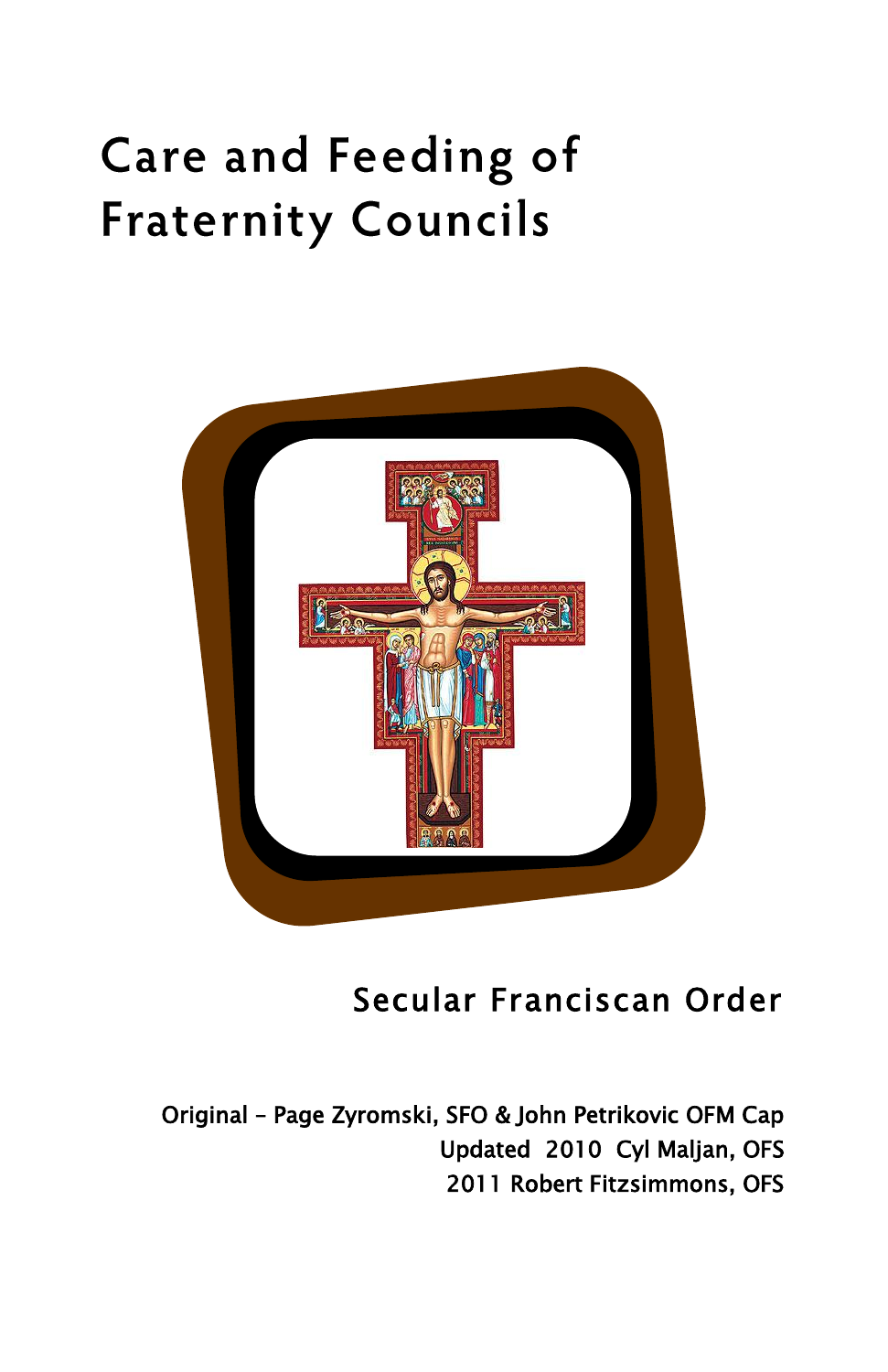# Care and Feeding of Fraternity Councils

Secular Franciscan Order

Original – Page Zyromski, SFO & John Petrikovic OFM Cap
Updated 2010 Cyl Maljan, OFS
2011 Robert Fitzsimmons, OFS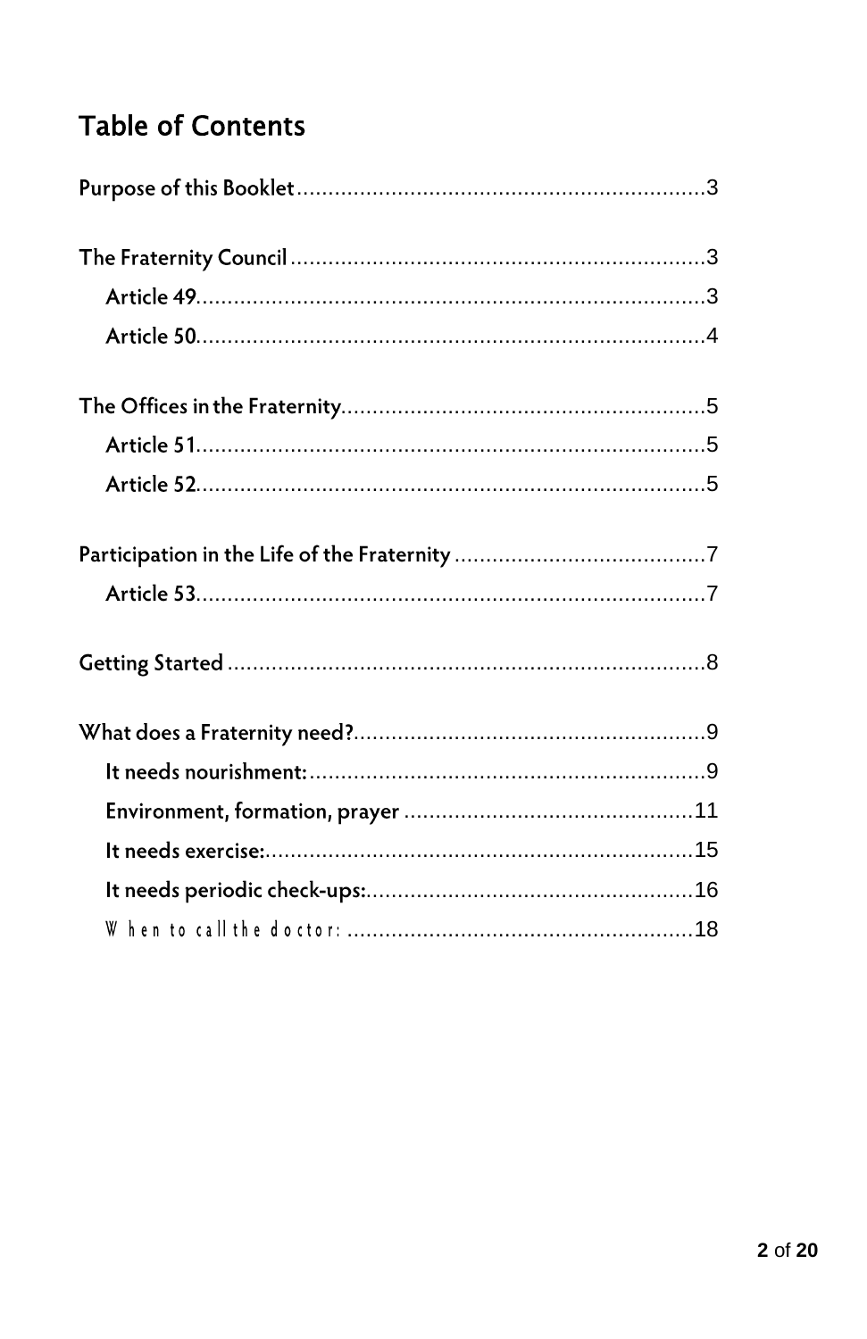# Table of Contents

Purpose of this Booklet .......... 3

The Fraternity Council .......... 3

- Article 49 .......... 3
- Article 50 .......... 4

The Offices in the Fraternity .......... 5

- Article 51 .......... 5
- Article 52 .......... 5

Participation in the Life of the Fraternity .......... 7

- Article 53 .......... 7

Getting Started .......... 8

What does a Fraternity need? .......... 9

- It needs nourishment: .......... 9
- Environment, formation, prayer .......... 11
- It needs exercise: .......... 15
- It needs periodic check-ups: .......... 16
- When to call the doctor: .......... 18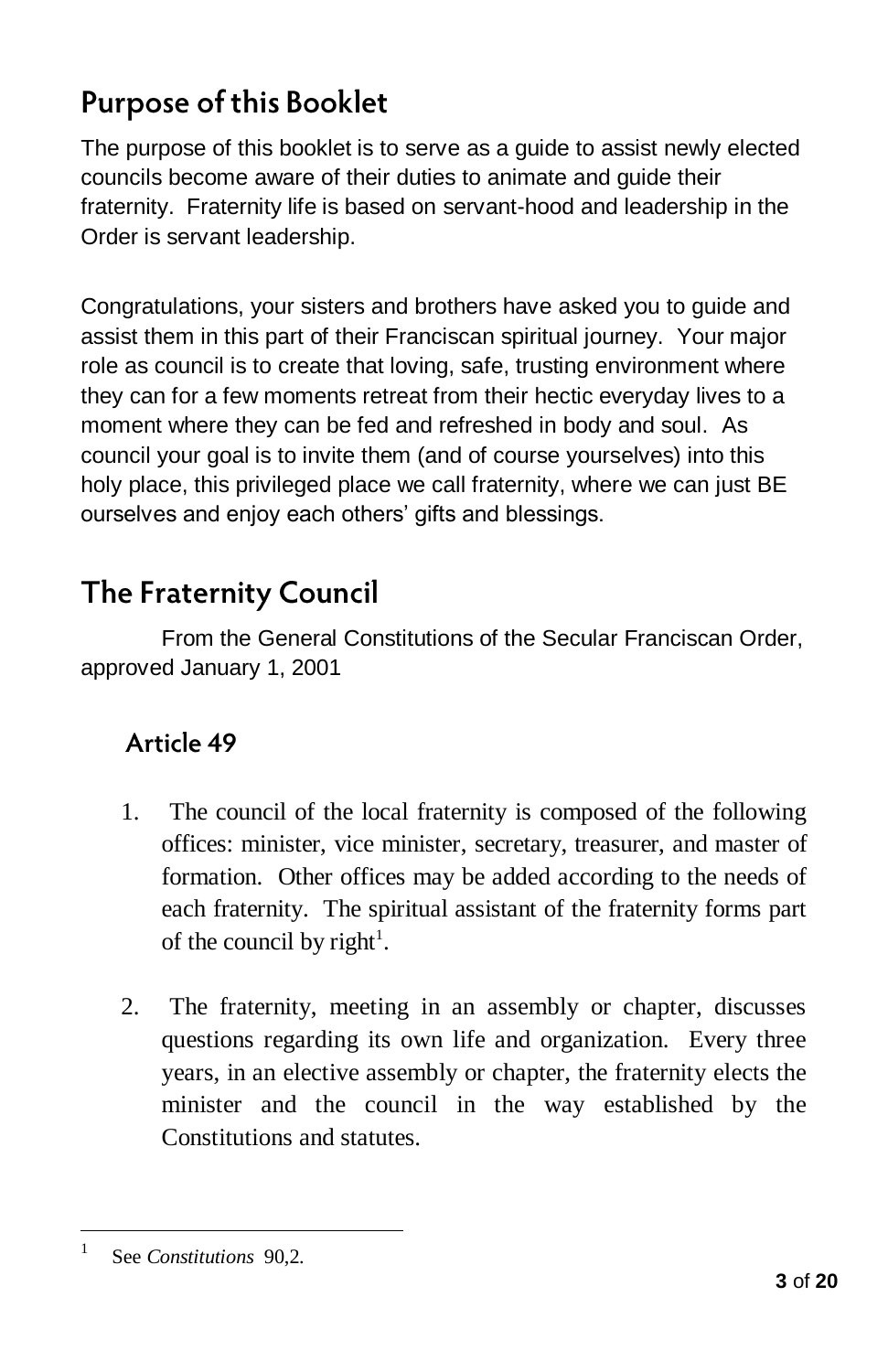## Purpose of this Booklet

The purpose of this booklet is to serve as a guide to assist newly elected councils become aware of their duties to animate and guide their fraternity. Fraternity life is based on servant-hood and leadership in the Order is servant leadership.

Congratulations, your sisters and brothers have asked you to guide and assist them in this part of their Franciscan spiritual journey. Your major role as council is to create that loving, safe, trusting environment where they can for a few moments retreat from their hectic everyday lives to a moment where they can be fed and refreshed in body and soul. As council your goal is to invite them (and of course yourselves) into this holy place, this privileged place we call fraternity, where we can just BE ourselves and enjoy each others' gifts and blessings.

## The Fraternity Council

From the General Constitutions of the Secular Franciscan Order, approved January 1, 2001

### Article 49

1. The council of the local fraternity is composed of the following offices: minister, vice minister, secretary, treasurer, and master of formation. Other offices may be added according to the needs of each fraternity. The spiritual assistant of the fraternity forms part of the council by right[1].

2. The fraternity, meeting in an assembly or chapter, discusses questions regarding its own life and organization. Every three years, in an elective assembly or chapter, the fraternity elects the minister and the council in the way established by the Constitutions and statutes.

---

[1] See *Constitutions* 90,2.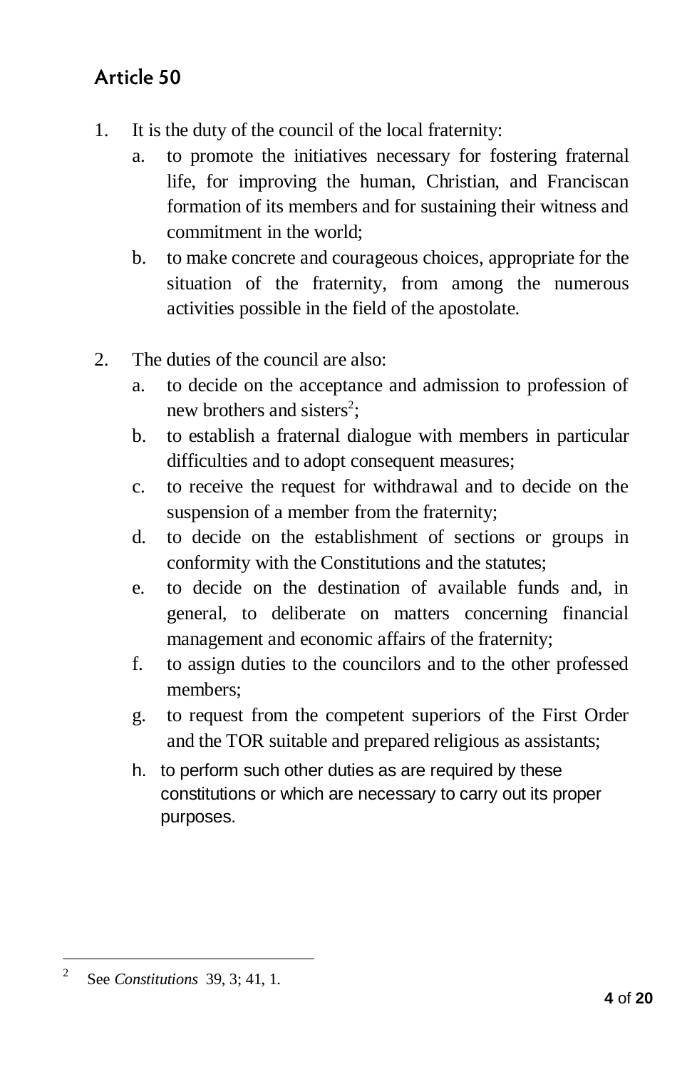## Article 50

1. It is the duty of the council of the local fraternity:
   a. to promote the initiatives necessary for fostering fraternal life, for improving the human, Christian, and Franciscan formation of its members and for sustaining their witness and commitment in the world;
   b. to make concrete and courageous choices, appropriate for the situation of the fraternity, from among the numerous activities possible in the field of the apostolate.

2. The duties of the council are also:
   a. to decide on the acceptance and admission to profession of new brothers and sisters[2];
   b. to establish a fraternal dialogue with members in particular difficulties and to adopt consequent measures;
   c. to receive the request for withdrawal and to decide on the suspension of a member from the fraternity;
   d. to decide on the establishment of sections or groups in conformity with the Constitutions and the statutes;
   e. to decide on the destination of available funds and, in general, to deliberate on matters concerning financial management and economic affairs of the fraternity;
   f. to assign duties to the councilors and to the other professed members;
   g. to request from the competent superiors of the First Order and the TOR suitable and prepared religious as assistants;
   h. to perform such other duties as are required by these constitutions or which are necessary to carry out its proper purposes.

---

[2] See *Constitutions* 39, 3; 41, 1.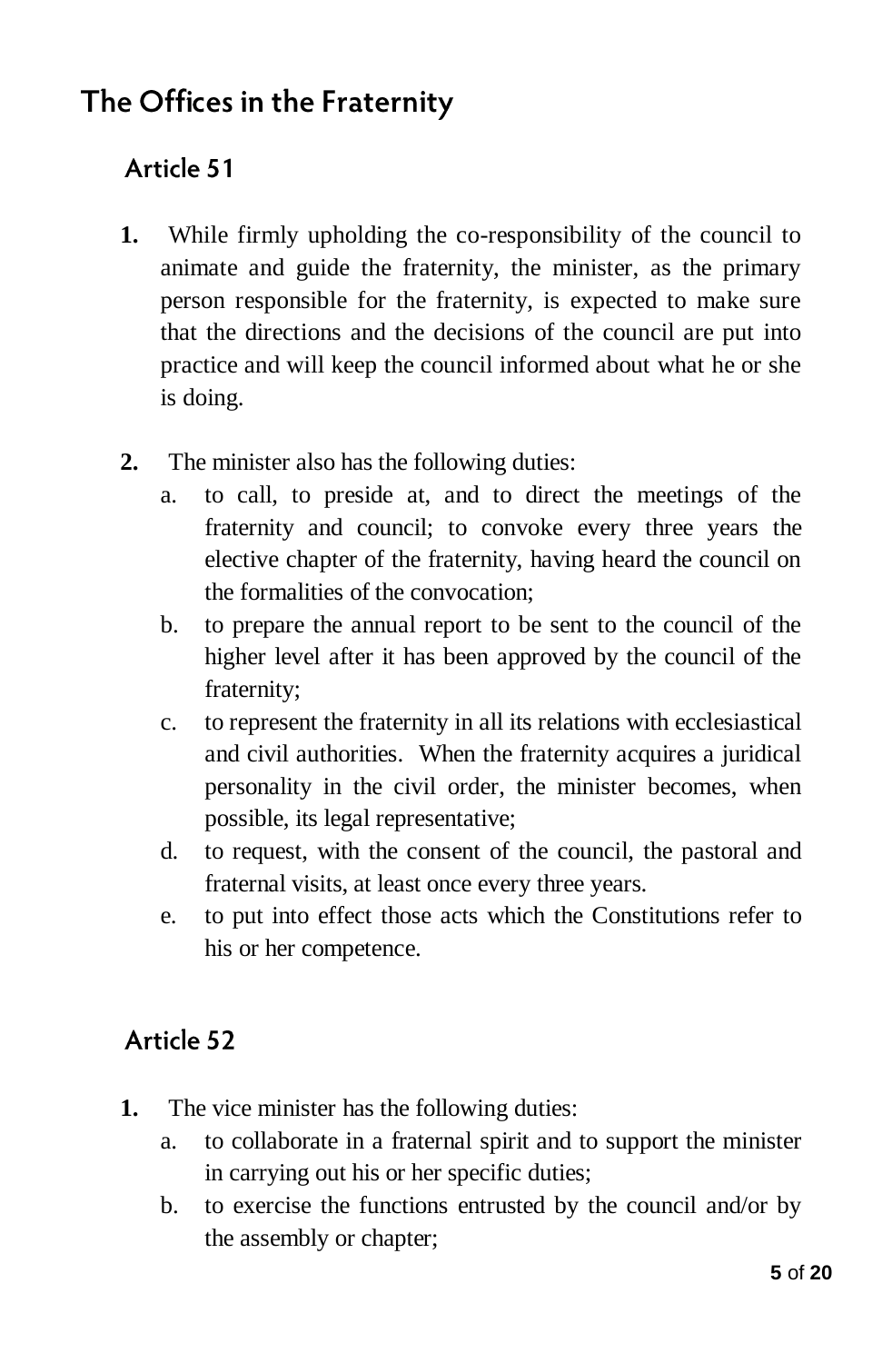## The Offices in the Fraternity

### Article 51

1. While firmly upholding the co-responsibility of the council to animate and guide the fraternity, the minister, as the primary person responsible for the fraternity, is expected to make sure that the directions and the decisions of the council are put into practice and will keep the council informed about what he or she is doing.

2. The minister also has the following duties:
   a. to call, to preside at, and to direct the meetings of the fraternity and council; to convoke every three years the elective chapter of the fraternity, having heard the council on the formalities of the convocation;
   b. to prepare the annual report to be sent to the council of the higher level after it has been approved by the council of the fraternity;
   c. to represent the fraternity in all its relations with ecclesiastical and civil authorities. When the fraternity acquires a juridical personality in the civil order, the minister becomes, when possible, its legal representative;
   d. to request, with the consent of the council, the pastoral and fraternal visits, at least once every three years.
   e. to put into effect those acts which the Constitutions refer to his or her competence.

### Article 52

1. The vice minister has the following duties:
   a. to collaborate in a fraternal spirit and to support the minister in carrying out his or her specific duties;
   b. to exercise the functions entrusted by the council and/or by the assembly or chapter;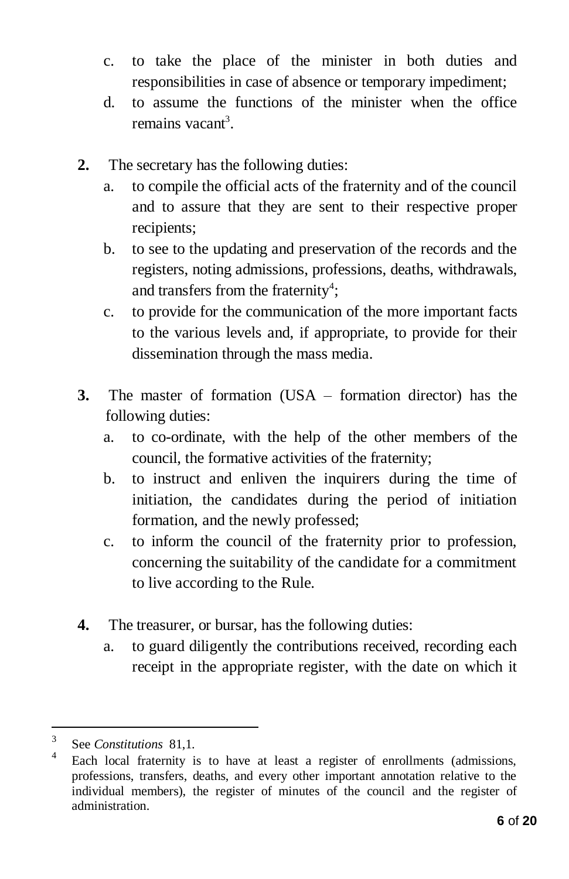c. to take the place of the minister in both duties and responsibilities in case of absence or temporary impediment;
d. to assume the functions of the minister when the office remains vacant[3].

**2.** The secretary has the following duties:

a. to compile the official acts of the fraternity and of the council and to assure that they are sent to their respective proper recipients;
b. to see to the updating and preservation of the records and the registers, noting admissions, professions, deaths, withdrawals, and transfers from the fraternity[4];
c. to provide for the communication of the more important facts to the various levels and, if appropriate, to provide for their dissemination through the mass media.

**3.** The master of formation (USA – formation director) has the following duties:

a. to co-ordinate, with the help of the other members of the council, the formative activities of the fraternity;
b. to instruct and enliven the inquirers during the time of initiation, the candidates during the period of initiation formation, and the newly professed;
c. to inform the council of the fraternity prior to profession, concerning the suitability of the candidate for a commitment to live according to the Rule.

**4.** The treasurer, or bursar, has the following duties:

a. to guard diligently the contributions received, recording each receipt in the appropriate register, with the date on which it

---

[3] See *Constitutions* 81,1.

[4] Each local fraternity is to have at least a register of enrollments (admissions, professions, transfers, deaths, and every other important annotation relative to the individual members), the register of minutes of the council and the register of administration.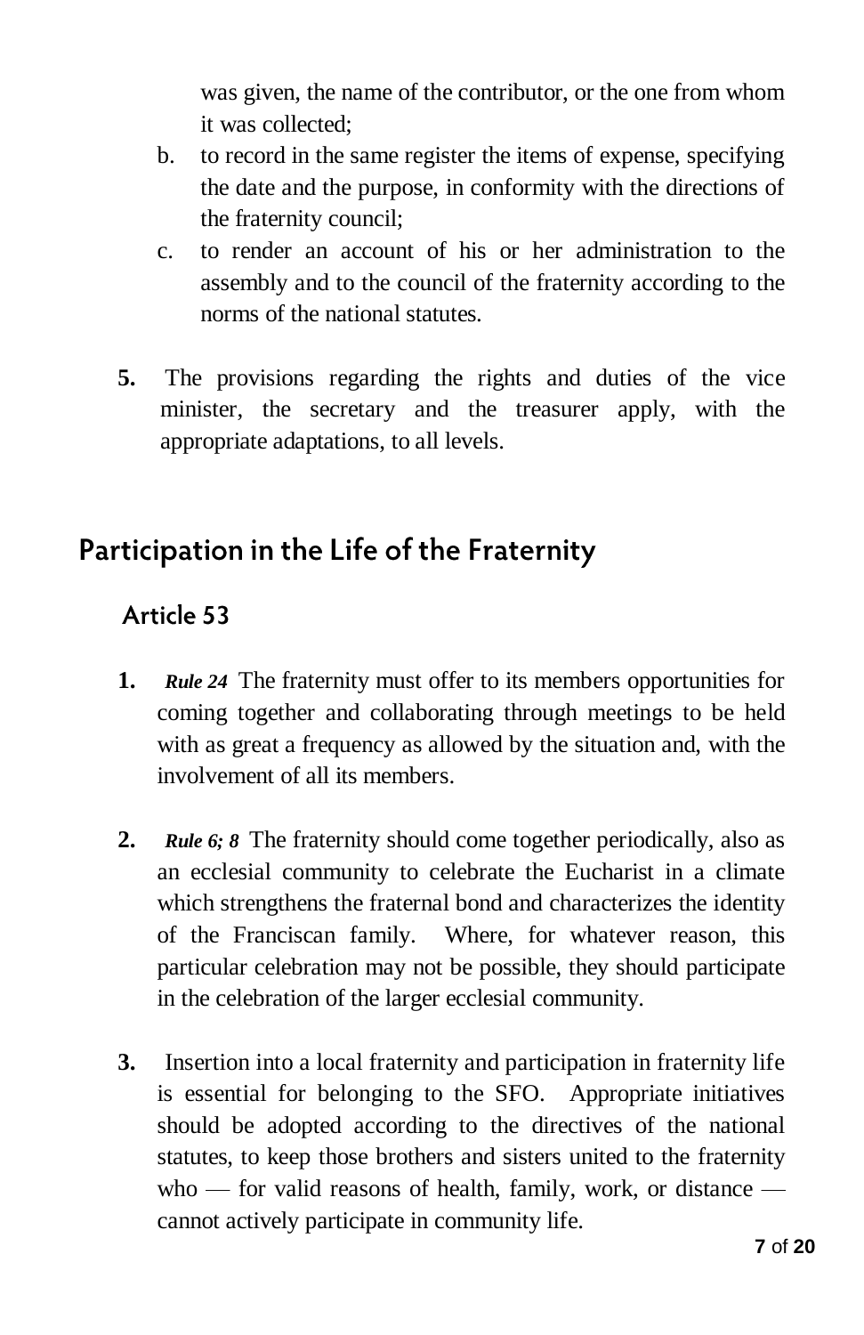was given, the name of the contributor, or the one from whom it was collected;

b. to record in the same register the items of expense, specifying the date and the purpose, in conformity with the directions of the fraternity council;

c. to render an account of his or her administration to the assembly and to the council of the fraternity according to the norms of the national statutes.

**5.** The provisions regarding the rights and duties of the vice minister, the secretary and the treasurer apply, with the appropriate adaptations, to all levels.

## Participation in the Life of the Fraternity

### Article 53

**1.** ***Rule 24*** The fraternity must offer to its members opportunities for coming together and collaborating through meetings to be held with as great a frequency as allowed by the situation and, with the involvement of all its members.

**2.** ***Rule 6; 8*** The fraternity should come together periodically, also as an ecclesial community to celebrate the Eucharist in a climate which strengthens the fraternal bond and characterizes the identity of the Franciscan family. Where, for whatever reason, this particular celebration may not be possible, they should participate in the celebration of the larger ecclesial community.

**3.** Insertion into a local fraternity and participation in fraternity life is essential for belonging to the SFO. Appropriate initiatives should be adopted according to the directives of the national statutes, to keep those brothers and sisters united to the fraternity who — for valid reasons of health, family, work, or distance — cannot actively participate in community life.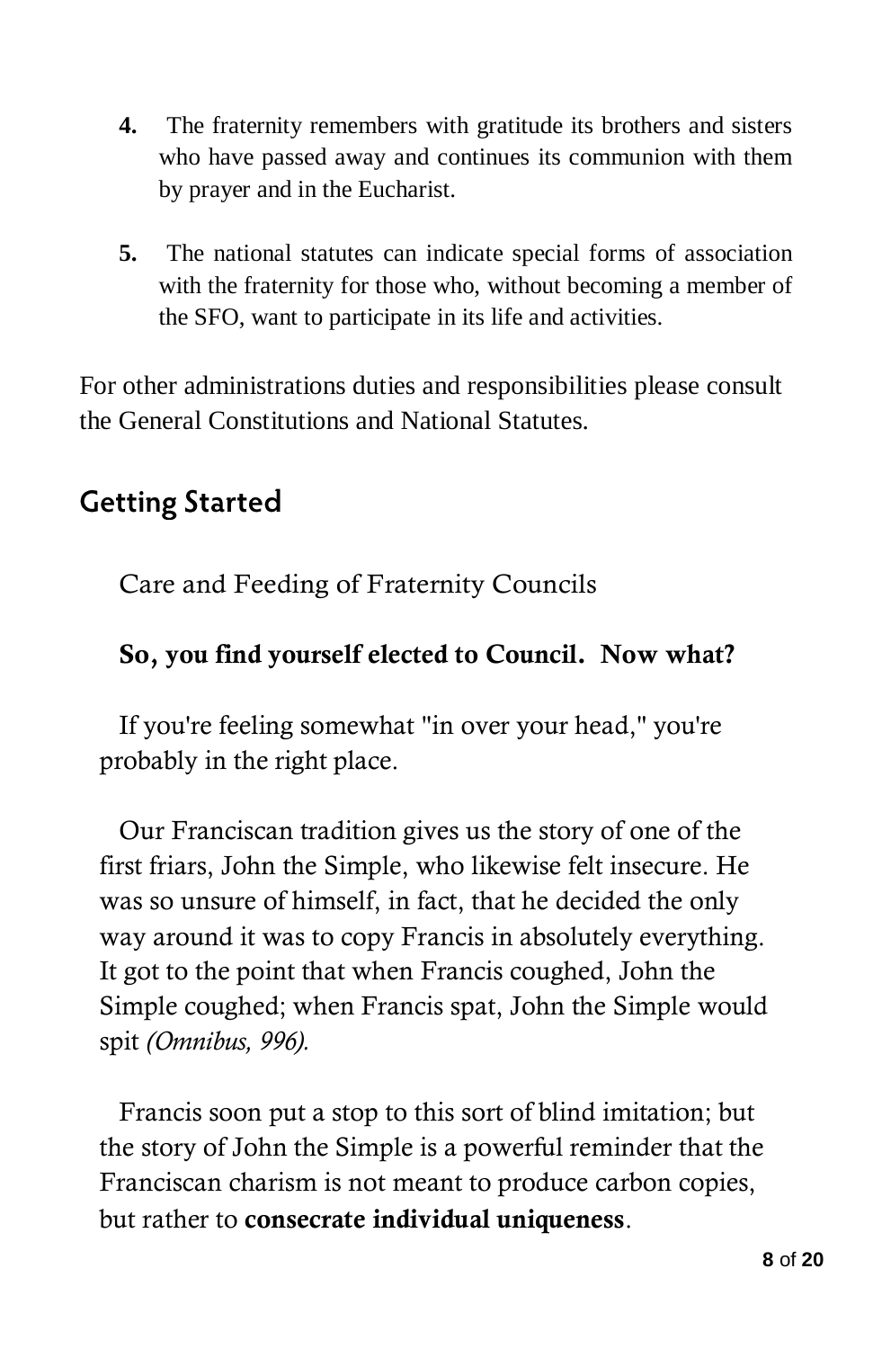4. The fraternity remembers with gratitude its brothers and sisters who have passed away and continues its communion with them by prayer and in the Eucharist.

5. The national statutes can indicate special forms of association with the fraternity for those who, without becoming a member of the SFO, want to participate in its life and activities.

For other administrations duties and responsibilities please consult the General Constitutions and National Statutes.

## Getting Started

Care and Feeding of Fraternity Councils

**So, you find yourself elected to Council. Now what?**

If you're feeling somewhat "in over your head," you're probably in the right place.

Our Franciscan tradition gives us the story of one of the first friars, John the Simple, who likewise felt insecure. He was so unsure of himself, in fact, that he decided the only way around it was to copy Francis in absolutely everything. It got to the point that when Francis coughed, John the Simple coughed; when Francis spat, John the Simple would spit *(Omnibus, 996).*

Francis soon put a stop to this sort of blind imitation; but the story of John the Simple is a powerful reminder that the Franciscan charism is not meant to produce carbon copies, but rather to **consecrate individual uniqueness**.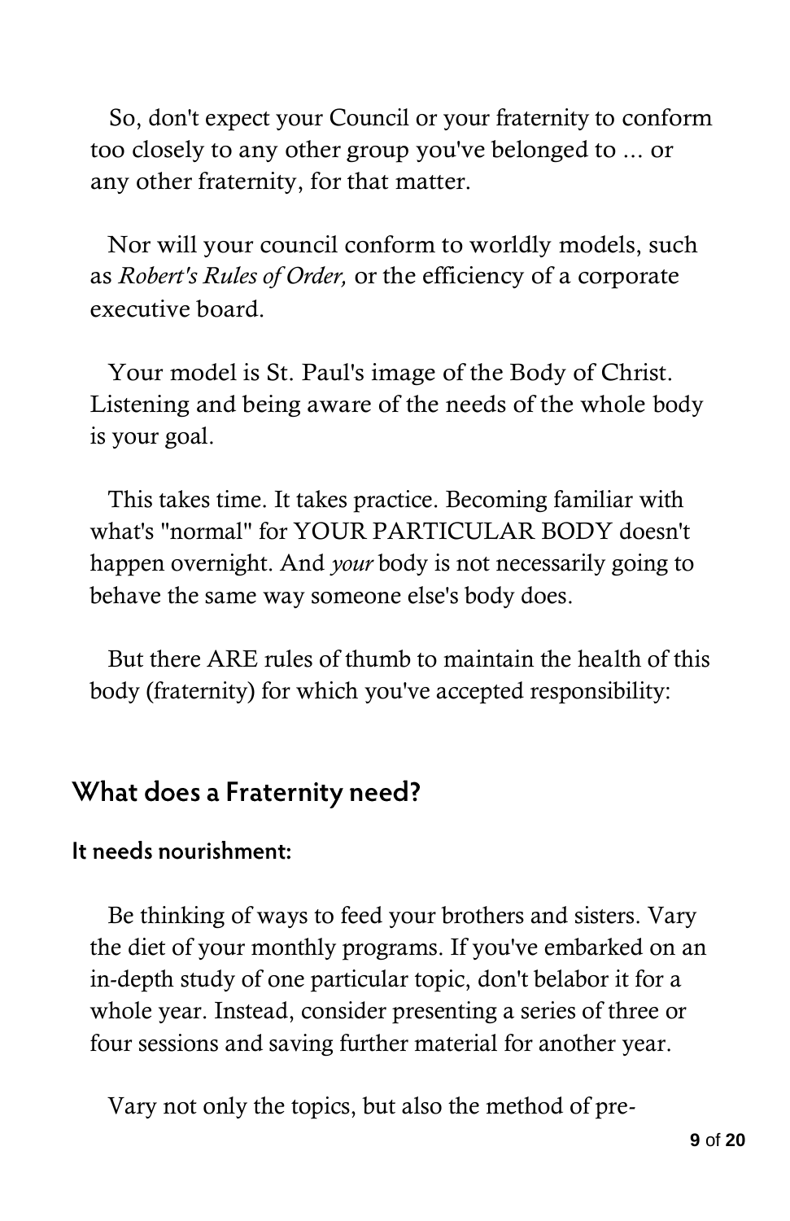So, don't expect your Council or your fraternity to conform too closely to any other group you've belonged to ... or any other fraternity, for that matter.

Nor will your council conform to worldly models, such as *Robert's Rules of Order,* or the efficiency of a corporate executive board.

Your model is St. Paul's image of the Body of Christ. Listening and being aware of the needs of the whole body is your goal.

This takes time. It takes practice. Becoming familiar with what's "normal" for YOUR PARTICULAR BODY doesn't happen overnight. And *your* body is not necessarily going to behave the same way someone else's body does.

But there ARE rules of thumb to maintain the health of this body (fraternity) for which you've accepted responsibility:

## What does a Fraternity need?

### It needs nourishment:

Be thinking of ways to feed your brothers and sisters. Vary the diet of your monthly programs. If you've embarked on an in-depth study of one particular topic, don't belabor it for a whole year. Instead, consider presenting a series of three or four sessions and saving further material for another year.

Vary not only the topics, but also the method of pre-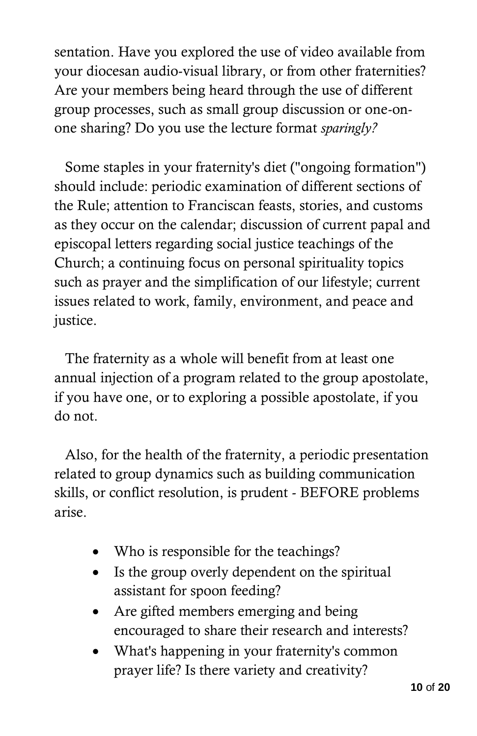sentation. Have you explored the use of video available from your diocesan audio-visual library, or from other fraternities? Are your members being heard through the use of different group processes, such as small group discussion or one-on-one sharing? Do you use the lecture format *sparingly?*

Some staples in your fraternity's diet ("ongoing formation") should include: periodic examination of different sections of the Rule; attention to Franciscan feasts, stories, and customs as they occur on the calendar; discussion of current papal and episcopal letters regarding social justice teachings of the Church; a continuing focus on personal spirituality topics such as prayer and the simplification of our lifestyle; current issues related to work, family, environment, and peace and justice.

The fraternity as a whole will benefit from at least one annual injection of a program related to the group apostolate, if you have one, or to exploring a possible apostolate, if you do not.

Also, for the health of the fraternity, a periodic presentation related to group dynamics such as building communication skills, or conflict resolution, is prudent - BEFORE problems arise.

- Who is responsible for the teachings?
- Is the group overly dependent on the spiritual assistant for spoon feeding?
- Are gifted members emerging and being encouraged to share their research and interests?
- What's happening in your fraternity's common prayer life? Is there variety and creativity?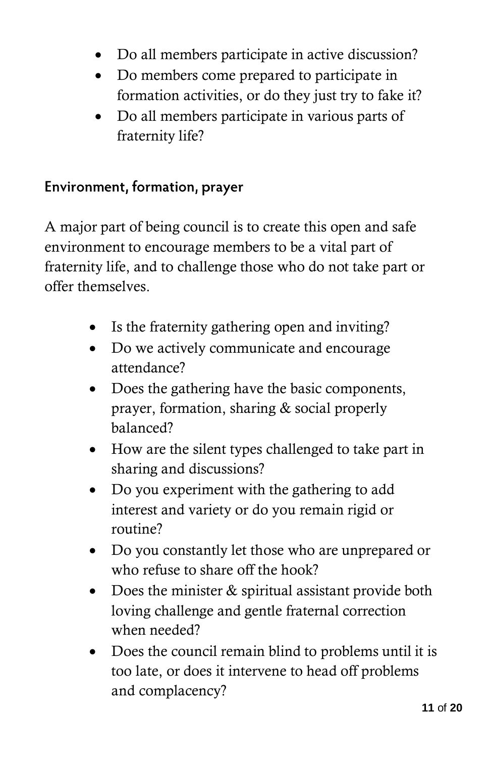- Do all members participate in active discussion?
- Do members come prepared to participate in formation activities, or do they just try to fake it?
- Do all members participate in various parts of fraternity life?

### Environment, formation, prayer

A major part of being council is to create this open and safe environment to encourage members to be a vital part of fraternity life, and to challenge those who do not take part or offer themselves.

- Is the fraternity gathering open and inviting?
- Do we actively communicate and encourage attendance?
- Does the gathering have the basic components, prayer, formation, sharing & social properly balanced?
- How are the silent types challenged to take part in sharing and discussions?
- Do you experiment with the gathering to add interest and variety or do you remain rigid or routine?
- Do you constantly let those who are unprepared or who refuse to share off the hook?
- Does the minister & spiritual assistant provide both loving challenge and gentle fraternal correction when needed?
- Does the council remain blind to problems until it is too late, or does it intervene to head off problems and complacency?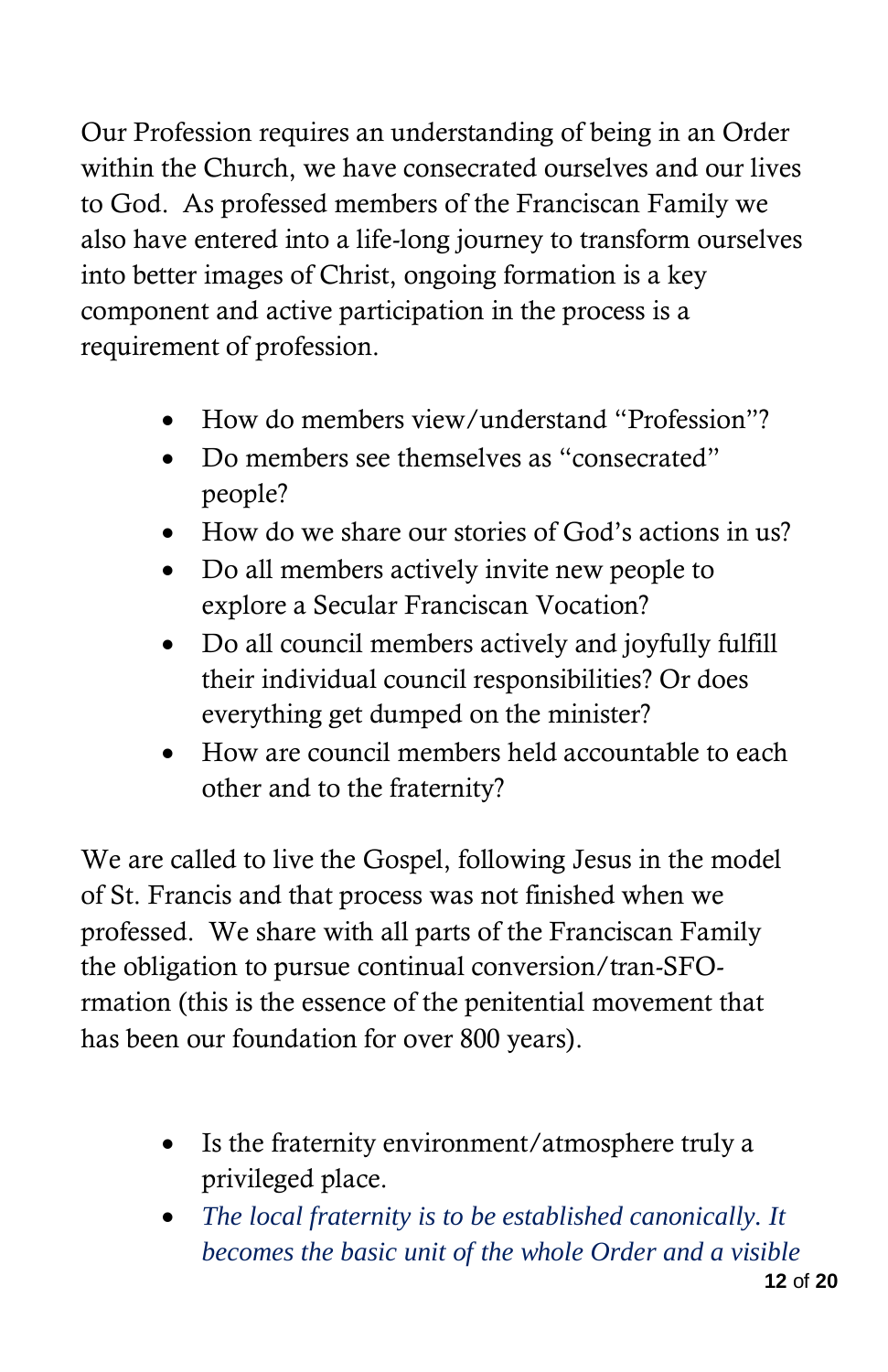Our Profession requires an understanding of being in an Order within the Church, we have consecrated ourselves and our lives to God. As professed members of the Franciscan Family we also have entered into a life-long journey to transform ourselves into better images of Christ, ongoing formation is a key component and active participation in the process is a requirement of profession.

- How do members view/understand "Profession"?
- Do members see themselves as "consecrated" people?
- How do we share our stories of God's actions in us?
- Do all members actively invite new people to explore a Secular Franciscan Vocation?
- Do all council members actively and joyfully fulfill their individual council responsibilities? Or does everything get dumped on the minister?
- How are council members held accountable to each other and to the fraternity?

We are called to live the Gospel, following Jesus in the model of St. Francis and that process was not finished when we professed. We share with all parts of the Franciscan Family the obligation to pursue continual conversion/tran-SFO-rmation (this is the essence of the penitential movement that has been our foundation for over 800 years).

- Is the fraternity environment/atmosphere truly a privileged place.
- *The local fraternity is to be established canonically. It becomes the basic unit of the whole Order and a visible*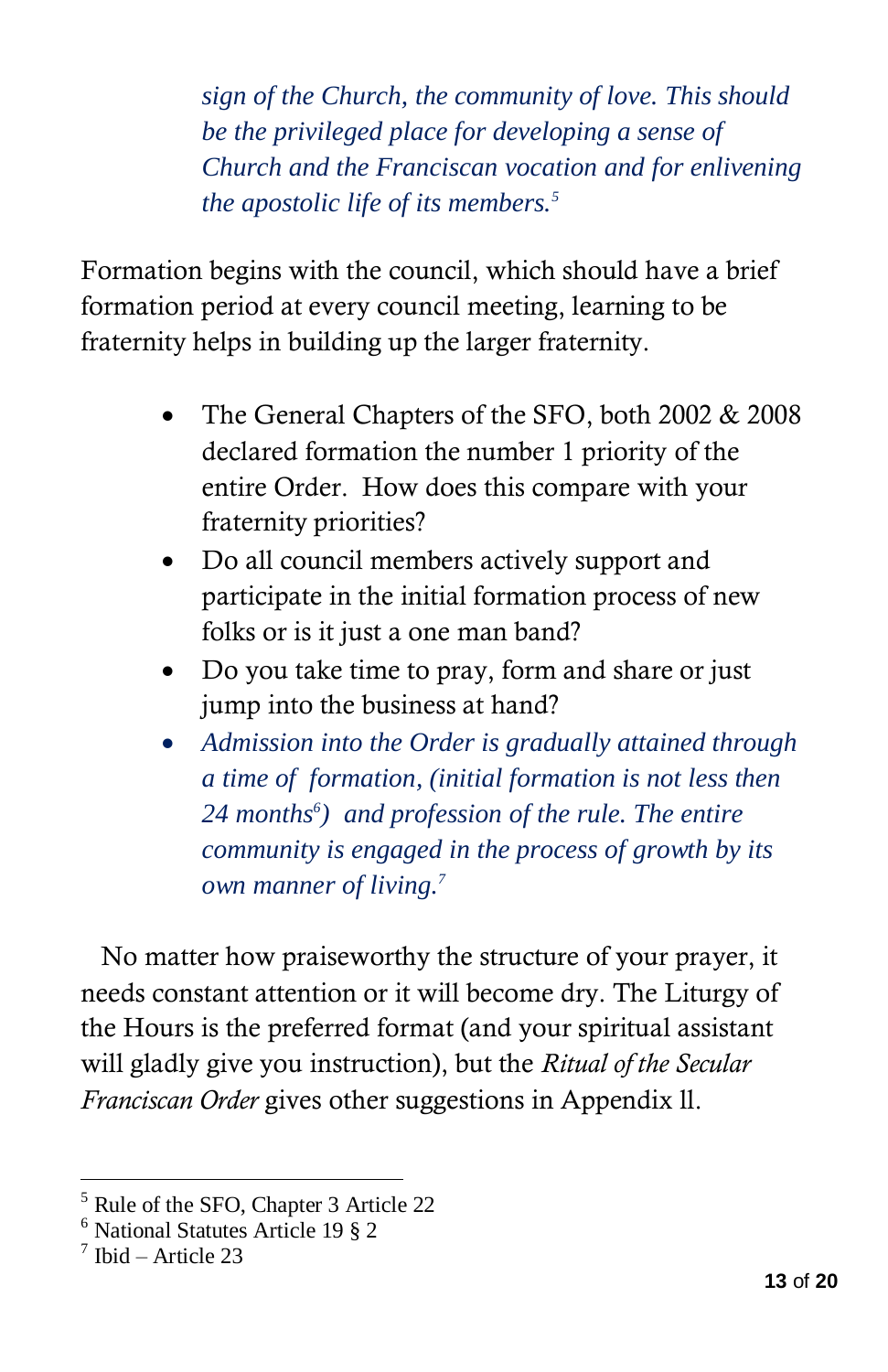> *sign of the Church, the community of love. This should be the privileged place for developing a sense of Church and the Franciscan vocation and for enlivening the apostolic life of its members.*[5]

Formation begins with the council, which should have a brief formation period at every council meeting, learning to be fraternity helps in building up the larger fraternity.

- The General Chapters of the SFO, both 2002 & 2008 declared formation the number 1 priority of the entire Order. How does this compare with your fraternity priorities?
- Do all council members actively support and participate in the initial formation process of new folks or is it just a one man band?
- Do you take time to pray, form and share or just jump into the business at hand?
- *Admission into the Order is gradually attained through a time of formation, (initial formation is not less then 24 months*[6]*) and profession of the rule. The entire community is engaged in the process of growth by its own manner of living.*[7]

No matter how praiseworthy the structure of your prayer, it needs constant attention or it will become dry. The Liturgy of the Hours is the preferred format (and your spiritual assistant will gladly give you instruction), but the *Ritual of the Secular Franciscan Order* gives other suggestions in Appendix ll.

---

[5] Rule of the SFO, Chapter 3 Article 22

[6] National Statutes Article 19 § 2

[7] Ibid – Article 23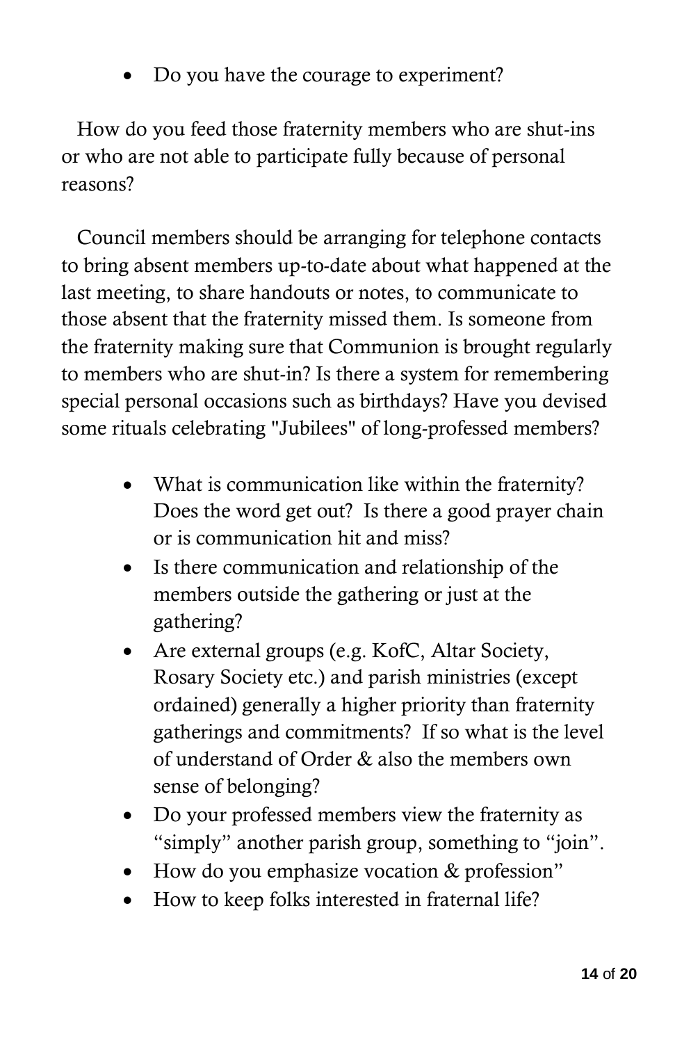- Do you have the courage to experiment?

How do you feed those fraternity members who are shut-ins or who are not able to participate fully because of personal reasons?

Council members should be arranging for telephone contacts to bring absent members up-to-date about what happened at the last meeting, to share handouts or notes, to communicate to those absent that the fraternity missed them. Is someone from the fraternity making sure that Communion is brought regularly to members who are shut-in? Is there a system for remembering special personal occasions such as birthdays? Have you devised some rituals celebrating "Jubilees" of long-professed members?

- What is communication like within the fraternity? Does the word get out? Is there a good prayer chain or is communication hit and miss?
- Is there communication and relationship of the members outside the gathering or just at the gathering?
- Are external groups (e.g. KofC, Altar Society, Rosary Society etc.) and parish ministries (except ordained) generally a higher priority than fraternity gatherings and commitments? If so what is the level of understand of Order & also the members own sense of belonging?
- Do your professed members view the fraternity as "simply" another parish group, something to "join".
- How do you emphasize vocation & profession"
- How to keep folks interested in fraternal life?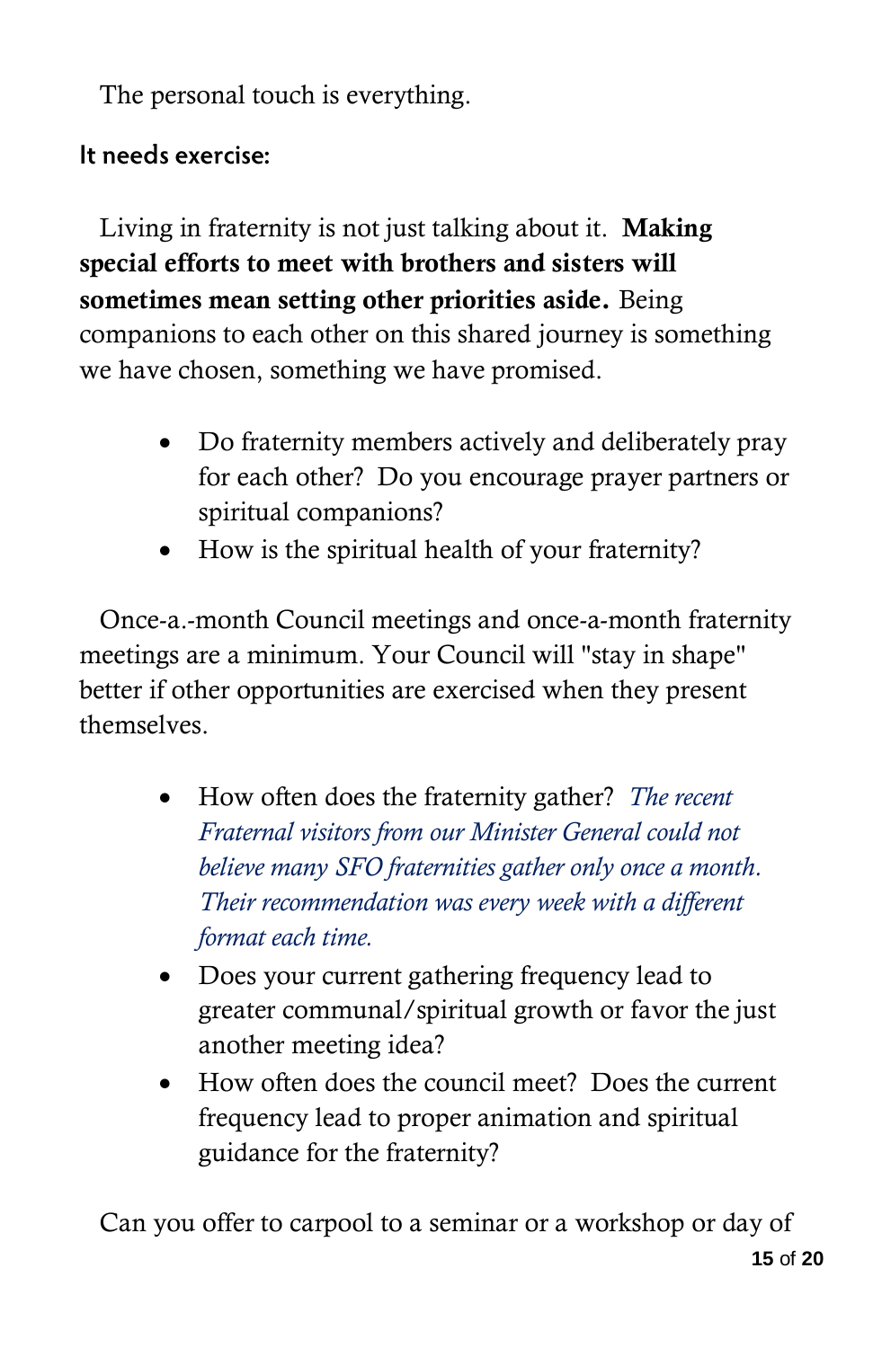The personal touch is everything.

### It needs exercise:

Living in fraternity is not just talking about it. **Making special efforts to meet with brothers and sisters will sometimes mean setting other priorities aside.** Being companions to each other on this shared journey is something we have chosen, something we have promised.

- Do fraternity members actively and deliberately pray for each other? Do you encourage prayer partners or spiritual companions?
- How is the spiritual health of your fraternity?

Once-a.-month Council meetings and once-a-month fraternity meetings are a minimum. Your Council will "stay in shape" better if other opportunities are exercised when they present themselves.

- How often does the fraternity gather? *The recent Fraternal visitors from our Minister General could not believe many SFO fraternities gather only once a month. Their recommendation was every week with a different format each time.*
- Does your current gathering frequency lead to greater communal/spiritual growth or favor the just another meeting idea?
- How often does the council meet? Does the current frequency lead to proper animation and spiritual guidance for the fraternity?

Can you offer to carpool to a seminar or a workshop or day of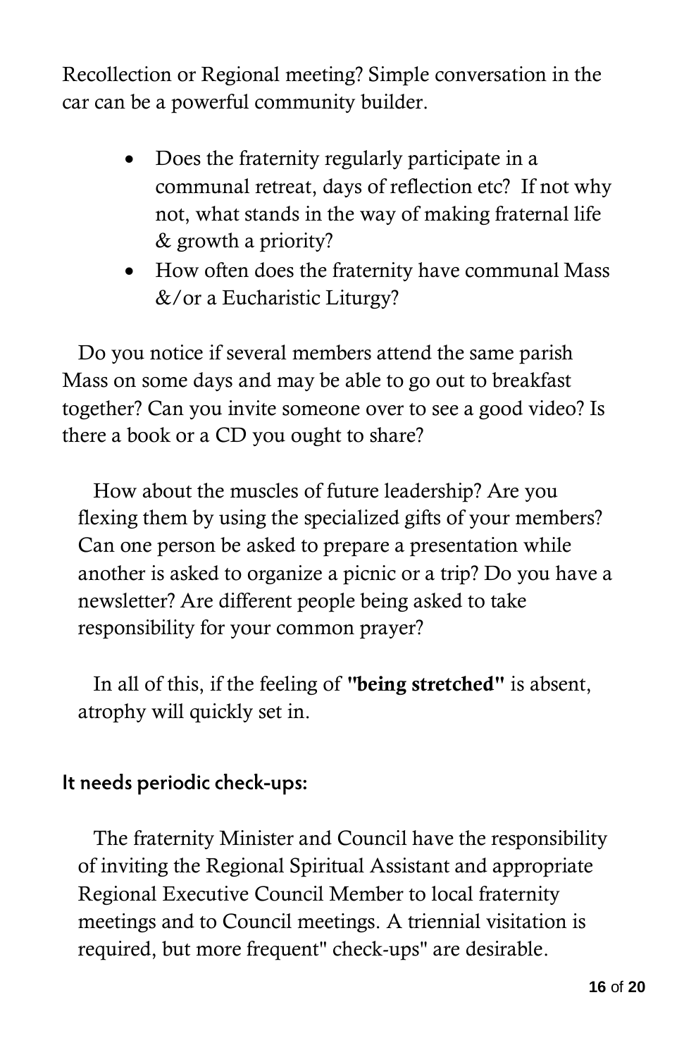Recollection or Regional meeting? Simple conversation in the car can be a powerful community builder.

- Does the fraternity regularly participate in a communal retreat, days of reflection etc? If not why not, what stands in the way of making fraternal life & growth a priority?
- How often does the fraternity have communal Mass &/or a Eucharistic Liturgy?

Do you notice if several members attend the same parish Mass on some days and may be able to go out to breakfast together? Can you invite someone over to see a good video? Is there a book or a CD you ought to share?

How about the muscles of future leadership? Are you flexing them by using the specialized gifts of your members? Can one person be asked to prepare a presentation while another is asked to organize a picnic or a trip? Do you have a newsletter? Are different people being asked to take responsibility for your common prayer?

In all of this, if the feeling of **"being stretched"** is absent, atrophy will quickly set in.

### It needs periodic check-ups:

The fraternity Minister and Council have the responsibility of inviting the Regional Spiritual Assistant and appropriate Regional Executive Council Member to local fraternity meetings and to Council meetings. A triennial visitation is required, but more frequent" check-ups" are desirable.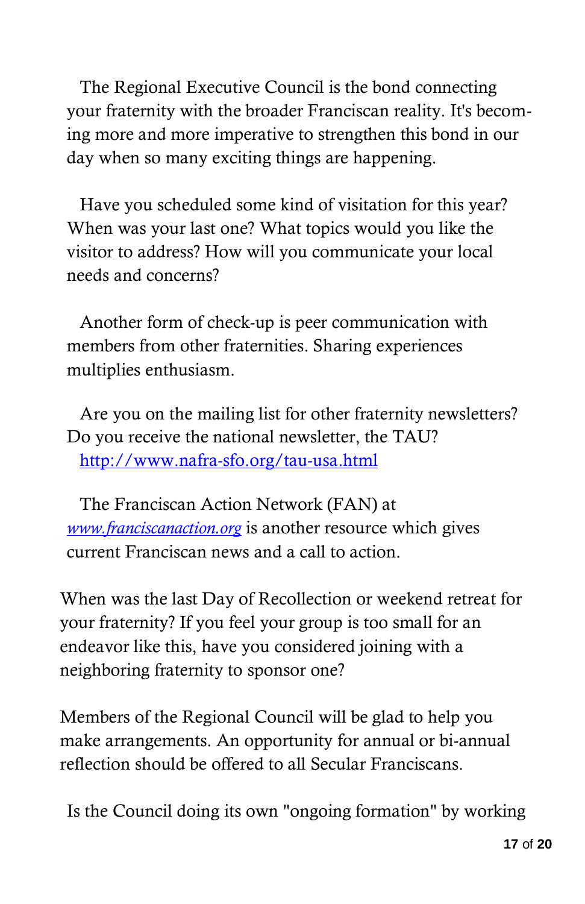The Regional Executive Council is the bond connecting your fraternity with the broader Franciscan reality. It's becoming more and more imperative to strengthen this bond in our day when so many exciting things are happening.

Have you scheduled some kind of visitation for this year? When was your last one? What topics would you like the visitor to address? How will you communicate your local needs and concerns?

Another form of check-up is peer communication with members from other fraternities. Sharing experiences multiplies enthusiasm.

Are you on the mailing list for other fraternity newsletters? Do you receive the national newsletter, the TAU? http://www.nafra-sfo.org/tau-usa.html

The Franciscan Action Network (FAN) at *www.franciscanaction.org* is another resource which gives current Franciscan news and a call to action.

When was the last Day of Recollection or weekend retreat for your fraternity? If you feel your group is too small for an endeavor like this, have you considered joining with a neighboring fraternity to sponsor one?

Members of the Regional Council will be glad to help you make arrangements. An opportunity for annual or bi-annual reflection should be offered to all Secular Franciscans.

Is the Council doing its own "ongoing formation" by working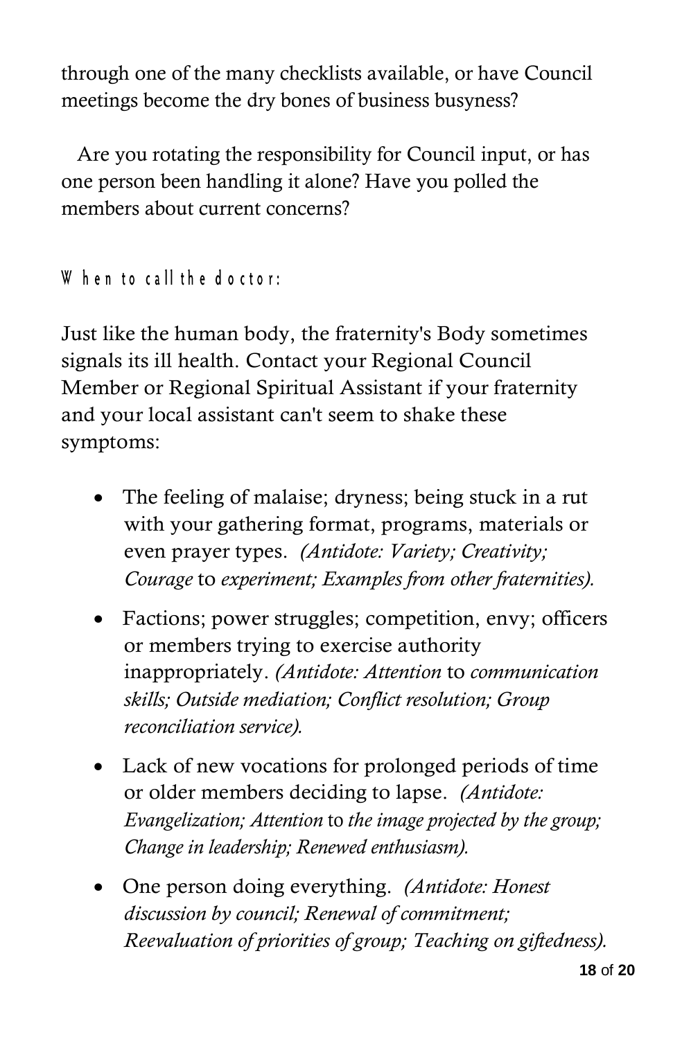through one of the many checklists available, or have Council meetings become the dry bones of business busyness?

Are you rotating the responsibility for Council input, or has one person been handling it alone? Have you polled the members about current concerns?

### When to call the doctor:

Just like the human body, the fraternity's Body sometimes signals its ill health. Contact your Regional Council Member or Regional Spiritual Assistant if your fraternity and your local assistant can't seem to shake these symptoms:

- The feeling of malaise; dryness; being stuck in a rut with your gathering format, programs, materials or even prayer types. *(Antidote: Variety; Creativity; Courage* to *experiment; Examples from other fraternities).*
- Factions; power struggles; competition, envy; officers or members trying to exercise authority inappropriately. *(Antidote: Attention* to *communication skills; Outside mediation; Conflict resolution; Group reconciliation service).*
- Lack of new vocations for prolonged periods of time or older members deciding to lapse. *(Antidote: Evangelization; Attention* to *the image projected by the group; Change in leadership; Renewed enthusiasm).*
- One person doing everything. *(Antidote: Honest discussion by council; Renewal of commitment; Reevaluation of priorities of group; Teaching on giftedness).*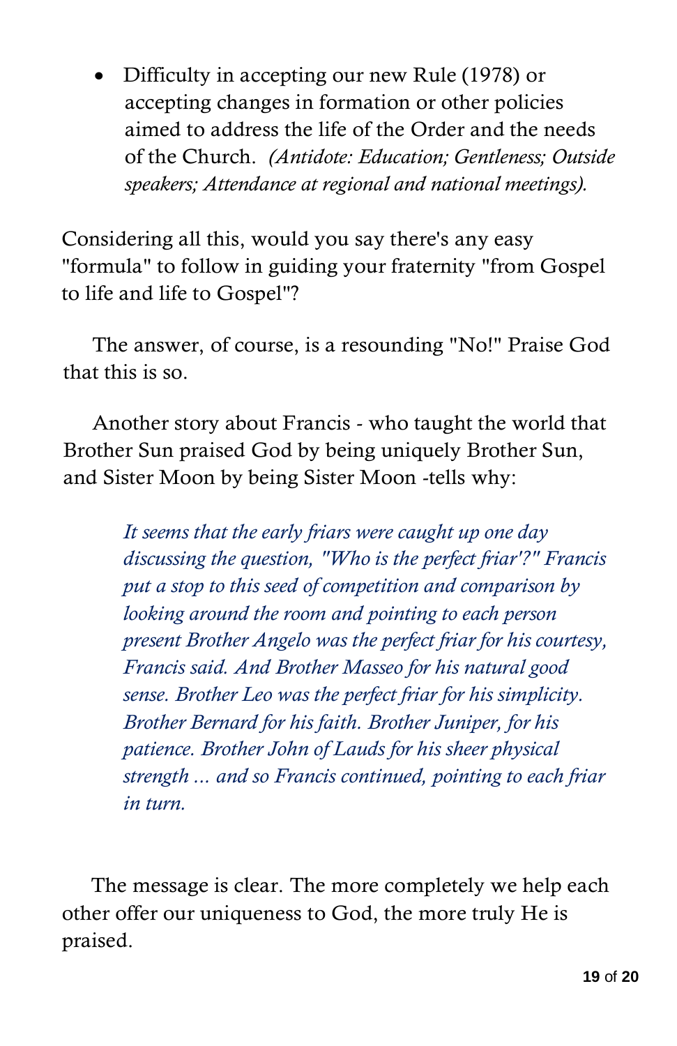- Difficulty in accepting our new Rule (1978) or accepting changes in formation or other policies aimed to address the life of the Order and the needs of the Church. *(Antidote: Education; Gentleness; Outside speakers; Attendance at regional and national meetings).*

Considering all this, would you say there's any easy "formula" to follow in guiding your fraternity "from Gospel to life and life to Gospel"?

The answer, of course, is a resounding "No!" Praise God that this is so.

Another story about Francis - who taught the world that Brother Sun praised God by being uniquely Brother Sun, and Sister Moon by being Sister Moon -tells why:

> *It seems that the early friars were caught up one day discussing the question, "Who is the perfect friar'?" Francis put a stop to this seed of competition and comparison by looking around the room and pointing to each person present Brother Angelo was the perfect friar for his courtesy, Francis said. And Brother Masseo for his natural good sense. Brother Leo was the perfect friar for his simplicity. Brother Bernard for his faith. Brother Juniper, for his patience. Brother John of Lauds for his sheer physical strength ... and so Francis continued, pointing to each friar in turn.*

The message is clear. The more completely we help each other offer our uniqueness to God, the more truly He is praised.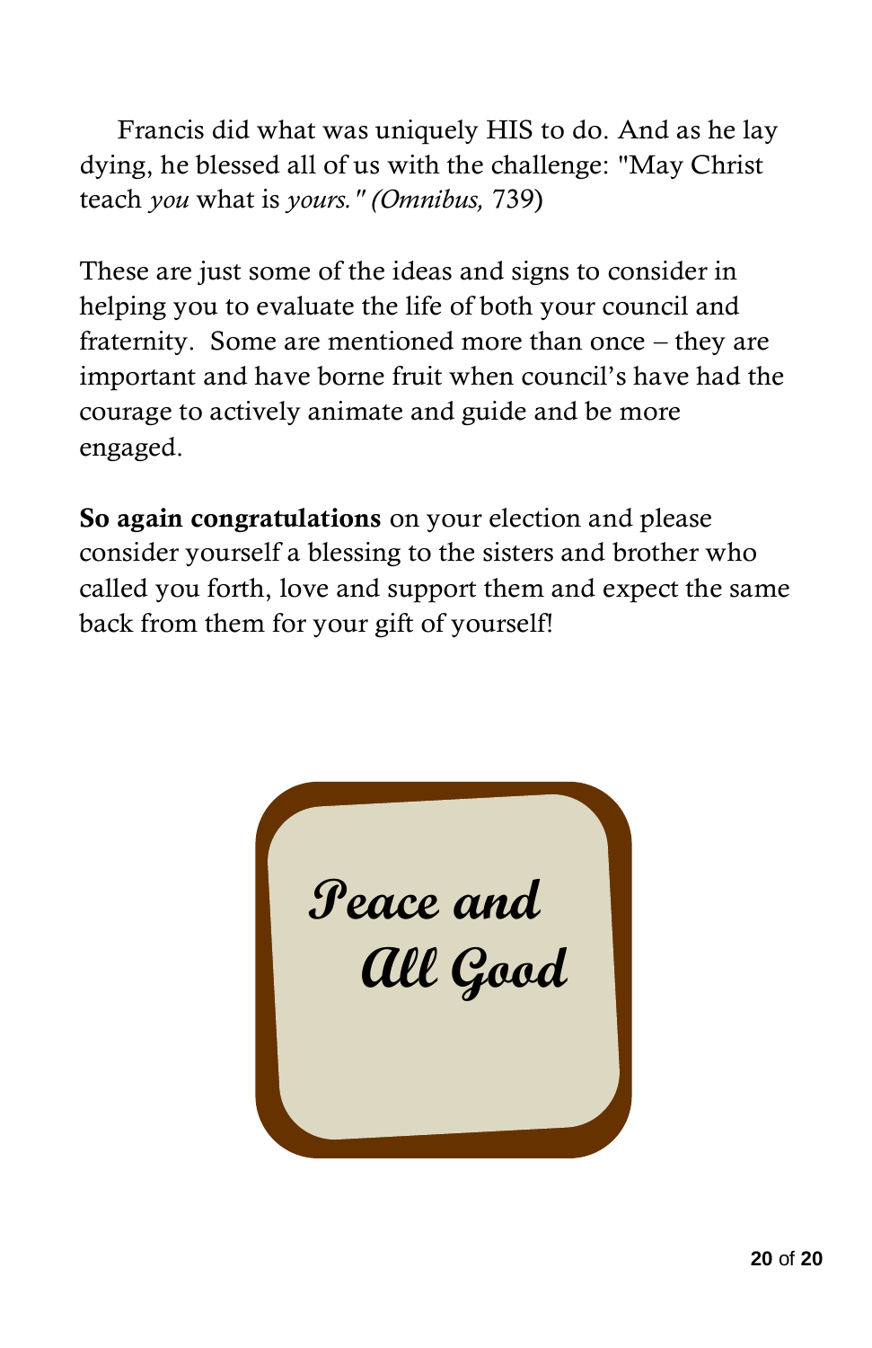Francis did what was uniquely HIS to do. And as he lay dying, he blessed all of us with the challenge: "May Christ teach *you* what is *yours." (Omnibus,* 739)

These are just some of the ideas and signs to consider in helping you to evaluate the life of both your council and fraternity. Some are mentioned more than once – they are important and have borne fruit when council's have had the courage to actively animate and guide and be more engaged.

**So again congratulations** on your election and please consider yourself a blessing to the sisters and brother who called you forth, love and support them and expect the same back from them for your gift of yourself!

*Peace and All Good*